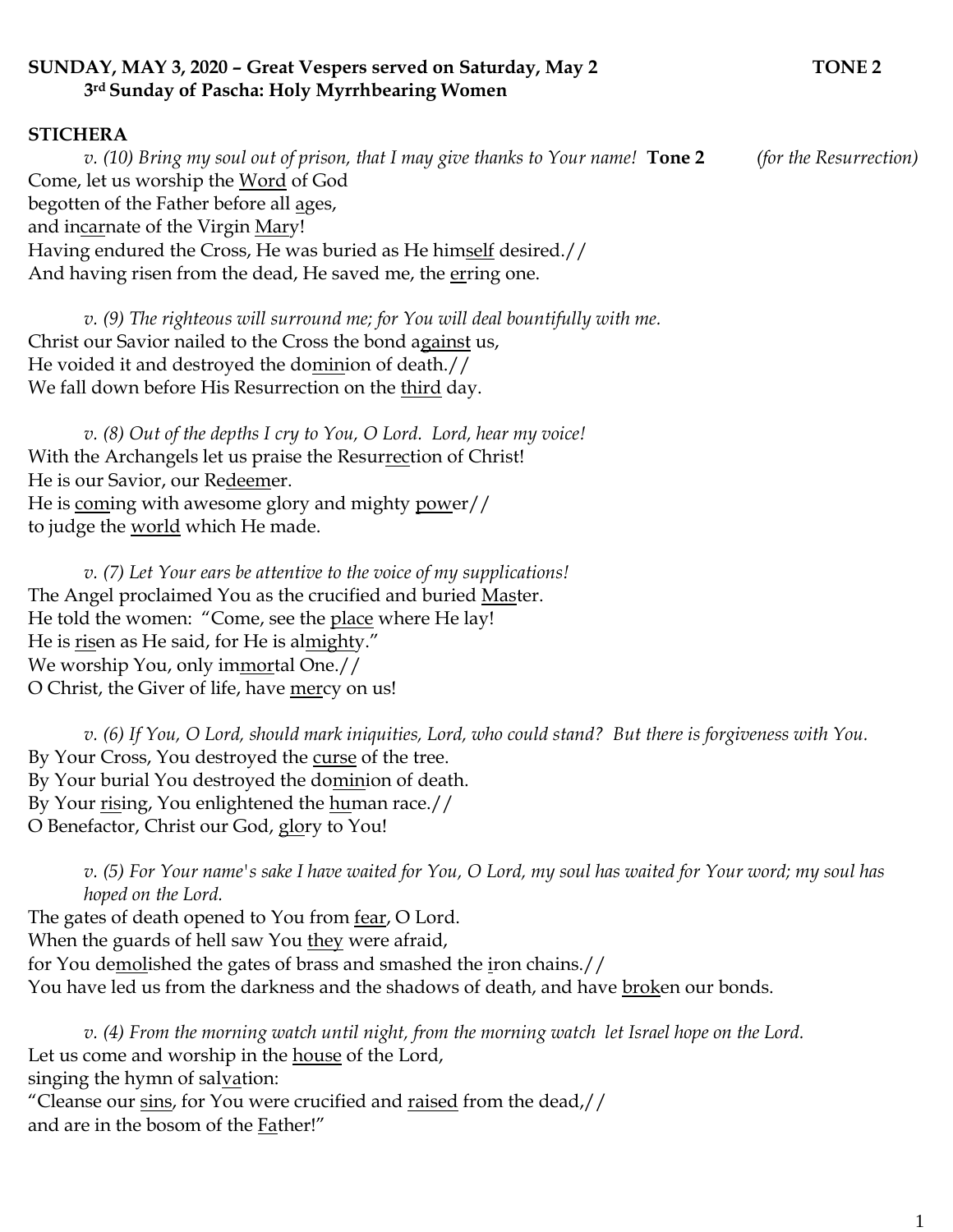**SUNDAY, MAY 3, 2020 – Great Vespers served on Saturday, May 2 TONE 2**
**3rd Sunday of Pascha: Holy Myrrhbearing Women**

**STICHERA**

*v. (10) Bring my soul out of prison, that I may give thanks to Your name!* **Tone 2** *(for the Resurrection)*
Come, let us worship the Word of God
begotten of the Father before all ages,
and incarnate of the Virgin Mary!
Having endured the Cross, He was buried as He himself desired.//
And having risen from the dead, He saved me, the erring one.

*v. (9) The righteous will surround me; for You will deal bountifully with me.*
Christ our Savior nailed to the Cross the bond against us,
He voided it and destroyed the dominion of death.//
We fall down before His Resurrection on the third day.

*v. (8) Out of the depths I cry to You, O Lord. Lord, hear my voice!*
With the Archangels let us praise the Resurrection of Christ!
He is our Savior, our Redeemer.
He is coming with awesome glory and mighty power//
to judge the world which He made.

*v. (7) Let Your ears be attentive to the voice of my supplications!*
The Angel proclaimed You as the crucified and buried Master.
He told the women: "Come, see the place where He lay!
He is risen as He said, for He is almighty."
We worship You, only immortal One.//
O Christ, the Giver of life, have mercy on us!

*v. (6) If You, O Lord, should mark iniquities, Lord, who could stand? But there is forgiveness with You.*
By Your Cross, You destroyed the curse of the tree.
By Your burial You destroyed the dominion of death.
By Your rising, You enlightened the human race.//
O Benefactor, Christ our God, glory to You!

*v. (5) For Your name's sake I have waited for You, O Lord, my soul has waited for Your word; my soul has hoped on the Lord.*
The gates of death opened to You from fear, O Lord.
When the guards of hell saw You they were afraid,
for You demolished the gates of brass and smashed the iron chains.//
You have led us from the darkness and the shadows of death, and have broken our bonds.

*v. (4) From the morning watch until night, from the morning watch let Israel hope on the Lord.*
Let us come and worship in the house of the Lord,
singing the hymn of salvation:
"Cleanse our sins, for You were crucified and raised from the dead,//
and are in the bosom of the Father!"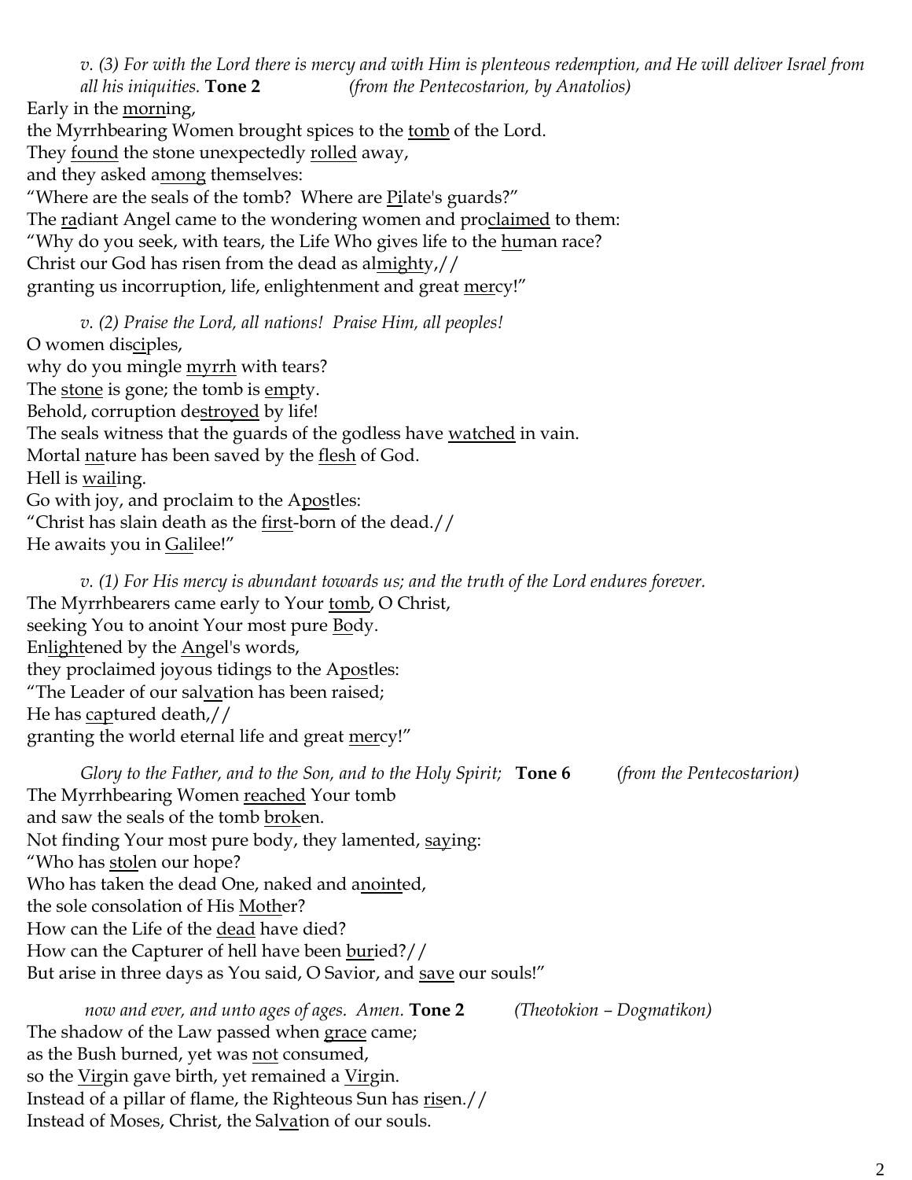*v. (3) For with the Lord there is mercy and with Him is plenteous redemption, and He will deliver Israel from all his iniquities.* **Tone 2** *(from the Pentecostarion, by Anatolios)*

Early in the <u>morn</u>ing,  
the Myrrhbearing Women brought spices to the <u>tomb</u> of the Lord.  
They <u>found</u> the stone unexpectedly <u>rolled</u> away,  
and they asked a<u>mong</u> themselves:  
"Where are the seals of the tomb? Where are <u>Pi</u>late's guards?"  
The <u>ra</u>diant Angel came to the wondering women and pro<u>claimed</u> to them:  
"Why do you seek, with tears, the Life Who gives life to the <u>hu</u>man race?  
Christ our God has risen from the dead as al<u>might</u>y,//  
granting us incorruption, life, enlightenment and great <u>mer</u>cy!"

*v. (2) Praise the Lord, all nations! Praise Him, all peoples!*

O women dis<u>ci</u>ples,  
why do you mingle <u>myrrh</u> with tears?  
The <u>stone</u> is gone; the tomb is <u>emp</u>ty.  
Behold, corruption de<u>stroyed</u> by life!  
The seals witness that the guards of the godless have <u>watched</u> in vain.  
Mortal <u>na</u>ture has been saved by the <u>flesh</u> of God.  
Hell is <u>wail</u>ing.  
Go with joy, and proclaim to the A<u>pos</u>tles:  
"Christ has slain death as the <u>first</u>-born of the dead.//  
He awaits you in <u>Gal</u>ilee!"

*v. (1) For His mercy is abundant towards us; and the truth of the Lord endures forever.*

The Myrrhbearers came early to Your <u>tomb</u>, O Christ,  
seeking You to anoint Your most pure <u>Bo</u>dy.  
En<u>light</u>ened by the <u>An</u>gel's words,  
they proclaimed joyous tidings to the A<u>pos</u>tles:  
"The Leader of our sal<u>va</u>tion has been raised;  
He has <u>cap</u>tured death,//  
granting the world eternal life and great <u>mer</u>cy!"

*Glory to the Father, and to the Son, and to the Holy Spirit;* **Tone 6** *(from the Pentecostarion)*

The Myrrhbearing Women <u>reached</u> Your tomb  
and saw the seals of the tomb <u>brok</u>en.  
Not finding Your most pure body, they lamented, <u>say</u>ing:  
"Who has <u>stol</u>en our hope?  
Who has taken the dead One, naked and a<u>noint</u>ed,  
the sole consolation of His <u>Moth</u>er?  
How can the Life of the <u>dead</u> have died?  
How can the Capturer of hell have been <u>bur</u>ied?//  
But arise in three days as You said, O Savior, and <u>save</u> our souls!"

*now and ever, and unto ages of ages. Amen.* **Tone 2** *(Theotokion – Dogmatikon)*

The shadow of the Law passed when <u>grace</u> came;  
as the Bush burned, yet was <u>not</u> consumed,  
so the <u>Vir</u>gin gave birth, yet remained a <u>Vir</u>gin.  
Instead of a pillar of flame, the Righteous Sun has <u>ris</u>en.//  
Instead of Moses, Christ, the Sal<u>va</u>tion of our souls.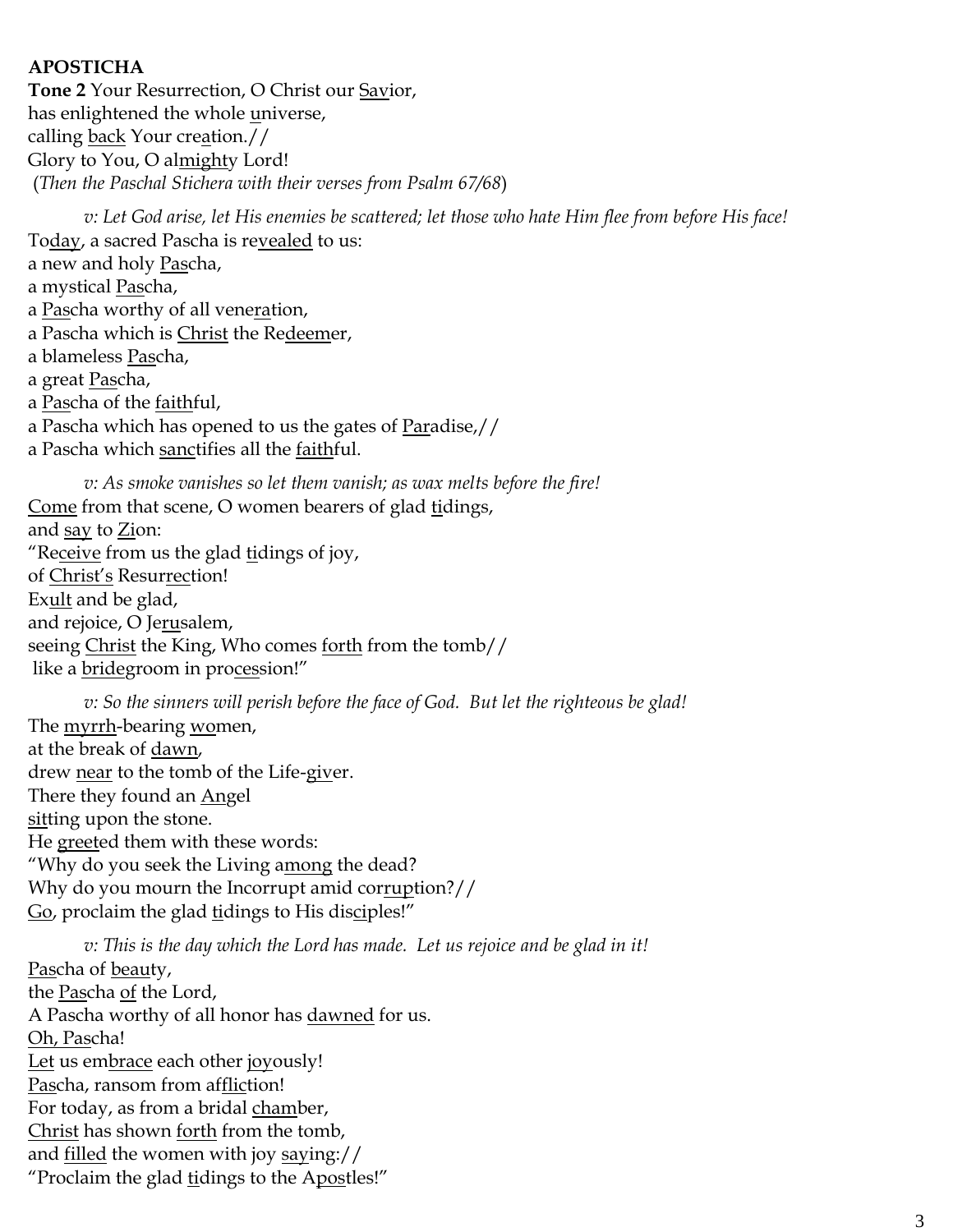**APOSTICHA**

**Tone 2** Your Resurrection, O Christ our <u>Sav</u>ior,
has enlightened the whole <u>u</u>niverse,
calling <u>back</u> Your cre<u>a</u>tion.//
Glory to You, O al<u>might</u>y Lord!
(*Then the Paschal Stichera with their verses from Psalm 67/68*)

*v: Let God arise, let His enemies be scattered; let those who hate Him flee from before His face!*

To<u>day</u>, a sacred Pascha is re<u>vealed</u> to us:
a new and holy <u>Pas</u>cha,
a mystical <u>Pas</u>cha,
a <u>Pas</u>cha worthy of all vene<u>ra</u>tion,
a Pascha which is <u>Christ</u> the Re<u>deem</u>er,
a blameless <u>Pas</u>cha,
a great <u>Pas</u>cha,
a <u>Pas</u>cha of the <u>faith</u>ful,
a Pascha which has opened to us the gates of <u>Par</u>adise,//
a Pascha which <u>sanc</u>tifies all the <u>faith</u>ful.

*v: As smoke vanishes so let them vanish; as wax melts before the fire!*

<u>Come</u> from that scene, O women bearers of glad <u>ti</u>dings,
and <u>say</u> to <u>Zi</u>on:
"Re<u>ceive</u> from us the glad <u>ti</u>dings of joy,
of <u>Christ's</u> Resur<u>rec</u>tion!
Ex<u>ult</u> and be glad,
and rejoice, O Je<u>ru</u>salem,
seeing <u>Christ</u> the King, Who comes <u>forth</u> from the tomb//
like a <u>bride</u>groom in pro<u>ces</u>sion!"

*v: So the sinners will perish before the face of God. But let the righteous be glad!*

The <u>myrrh</u>-bearing <u>wo</u>men,
at the break of <u>dawn</u>,
drew <u>near</u> to the tomb of the Life-<u>giv</u>er.
There they found an <u>An</u>gel
<u>sit</u>ting upon the stone.
He <u>greet</u>ed them with these words:
"Why do you seek the Living a<u>mong</u> the dead?
Why do you mourn the Incorrupt amid cor<u>rup</u>tion?//
<u>Go</u>, proclaim the glad <u>ti</u>dings to His dis<u>ci</u>ples!"

*v: This is the day which the Lord has made. Let us rejoice and be glad in it!*

<u>Pas</u>cha of <u>beau</u>ty,
the <u>Pas</u>cha <u>of</u> the Lord,
A Pascha worthy of all honor has <u>dawned</u> for us.
<u>Oh, Pas</u>cha!
<u>Let</u> us em<u>brace</u> each other <u>joy</u>ously!
<u>Pas</u>cha, ransom from af<u>flic</u>tion!
For today, as from a bridal <u>cham</u>ber,
<u>Christ</u> has shown <u>forth</u> from the tomb,
and <u>filled</u> the women with joy <u>say</u>ing://
"Proclaim the glad <u>ti</u>dings to the A<u>pos</u>tles!"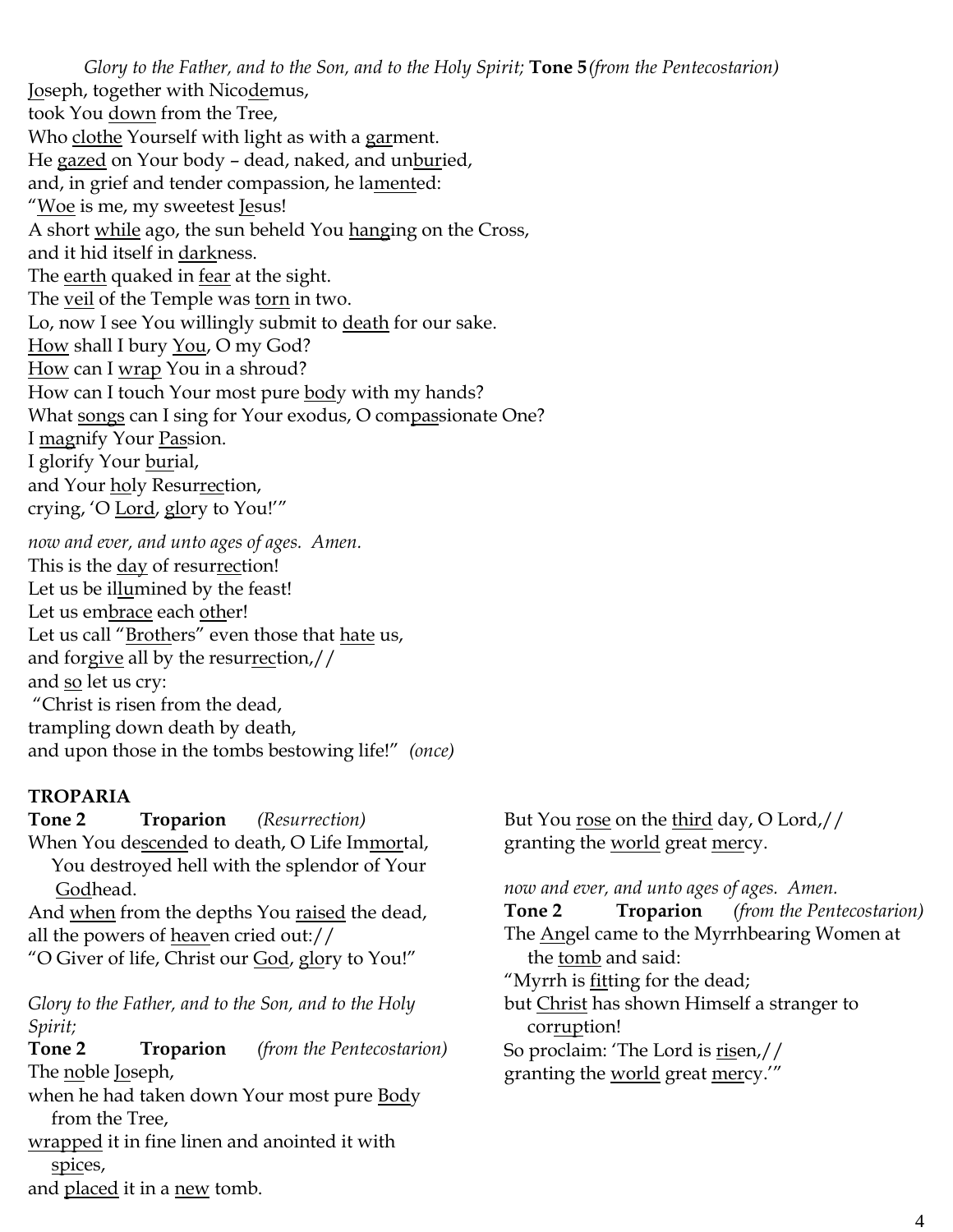*Glory to the Father, and to the Son, and to the Holy Spirit;* **Tone 5** *(from the Pentecostarion)*

Joseph, together with Nicodemus,
took You down from the Tree,
Who clothe Yourself with light as with a garment.
He gazed on Your body – dead, naked, and unburied,
and, in grief and tender compassion, he lamented:
"Woe is me, my sweetest Jesus!
A short while ago, the sun beheld You hanging on the Cross,
and it hid itself in darkness.
The earth quaked in fear at the sight.
The veil of the Temple was torn in two.
Lo, now I see You willingly submit to death for our sake.
How shall I bury You, O my God?
How can I wrap You in a shroud?
How can I touch Your most pure body with my hands?
What songs can I sing for Your exodus, O compassionate One?
I magnify Your Passion.
I glorify Your burial,
and Your holy Resurrection,
crying, 'O Lord, glory to You!'"

*now and ever, and unto ages of ages. Amen.*

This is the day of resurrection!
Let us be illumined by the feast!
Let us embrace each other!
Let us call "Brothers" even those that hate us,
and forgive all by the resurrection,//
and so let us cry:
"Christ is risen from the dead,
trampling down death by death,
and upon those in the tombs bestowing life!" *(once)*

**TROPARIA**

**Tone 2 Troparion** *(Resurrection)*

When You descended to death, O Life Immortal,
You destroyed hell with the splendor of Your Godhead.
And when from the depths You raised the dead,
all the powers of heaven cried out://
"O Giver of life, Christ our God, glory to You!"

*Glory to the Father, and to the Son, and to the Holy Spirit;*

**Tone 2 Troparion** *(from the Pentecostarion)*

The noble Joseph,
when he had taken down Your most pure Body from the Tree,
wrapped it in fine linen and anointed it with spices,
and placed it in a new tomb.
But You rose on the third day, O Lord,//
granting the world great mercy.

*now and ever, and unto ages of ages. Amen.*

**Tone 2 Troparion** *(from the Pentecostarion)*

The Angel came to the Myrrhbearing Women at the tomb and said:
"Myrrh is fitting for the dead;
but Christ has shown Himself a stranger to corruption!
So proclaim: 'The Lord is risen,//
granting the world great mercy.'"